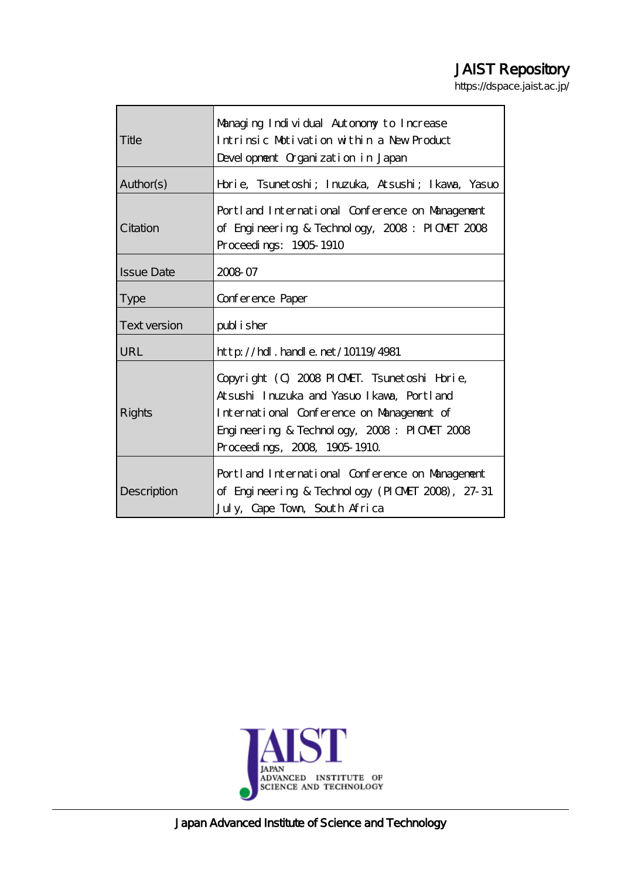JAIST Repository

https://dspace.jaist.ac.jp/

| Title | Managing Individual Autonomy to Increase Intrinsic Motivation within a New Product Development Organization in Japan |
| --- | --- |
| Author(s) | Horie, Tsunetoshi; Inuzuka, Atsushi; Ikawa, Yasuo |
| Citation | Portland International Conference on Management of Engineering & Technology, 2008 : PICMET 2008 Proceedings: 1905-1910 |
| Issue Date | 2008-07 |
| Type | Conference Paper |
| Text version | publisher |
| URL | http://hdl.handle.net/10119/4981 |
| Rights | Copyright (C) 2008 PICMET. Tsunetoshi Horie, Atsushi Inuzuka and Yasuo Ikawa, Portland International Conference on Management of Engineering & Technology, 2008 : PICMET 2008 Proceedings, 2008, 1905-1910. |
| Description | Portland International Conference on Management of Engineering & Technology (PICMET 2008), 27-31 July, Cape Town, South Africa |

Japan Advanced Institute of Science and Technology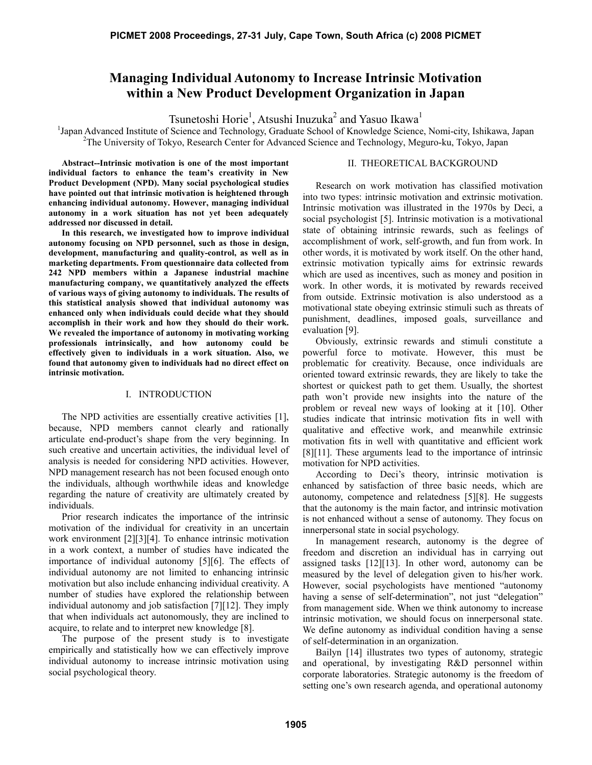# Managing Individual Autonomy to Increase Intrinsic Motivation within a New Product Development Organization in Japan

Tsunetoshi Horie[1], Atsushi Inuzuka[2] and Yasuo Ikawa[1]

[1]Japan Advanced Institute of Science and Technology, Graduate School of Knowledge Science, Nomi-city, Ishikawa, Japan
[2]The University of Tokyo, Research Center for Advanced Science and Technology, Meguro-ku, Tokyo, Japan

**Abstract--Intrinsic motivation is one of the most important individual factors to enhance the team's creativity in New Product Development (NPD). Many social psychological studies have pointed out that intrinsic motivation is heightened through enhancing individual autonomy. However, managing individual autonomy in a work situation has not yet been adequately addressed nor discussed in detail.**

**In this research, we investigated how to improve individual autonomy focusing on NPD personnel, such as those in design, development, manufacturing and quality-control, as well as in marketing departments. From questionnaire data collected from 242 NPD members within a Japanese industrial machine manufacturing company, we quantitatively analyzed the effects of various ways of giving autonomy to individuals. The results of this statistical analysis showed that individual autonomy was enhanced only when individuals could decide what they should accomplish in their work and how they should do their work. We revealed the importance of autonomy in motivating working professionals intrinsically, and how autonomy could be effectively given to individuals in a work situation. Also, we found that autonomy given to individuals had no direct effect on intrinsic motivation.**

## I. INTRODUCTION

The NPD activities are essentially creative activities [1], because, NPD members cannot clearly and rationally articulate end-product's shape from the very beginning. In such creative and uncertain activities, the individual level of analysis is needed for considering NPD activities. However, NPD management research has not been focused enough onto the individuals, although worthwhile ideas and knowledge regarding the nature of creativity are ultimately created by individuals.

Prior research indicates the importance of the intrinsic motivation of the individual for creativity in an uncertain work environment [2][3][4]. To enhance intrinsic motivation in a work context, a number of studies have indicated the importance of individual autonomy [5][6]. The effects of individual autonomy are not limited to enhancing intrinsic motivation but also include enhancing individual creativity. A number of studies have explored the relationship between individual autonomy and job satisfaction [7][12]. They imply that when individuals act autonomously, they are inclined to acquire, to relate and to interpret new knowledge [8].

The purpose of the present study is to investigate empirically and statistically how we can effectively improve individual autonomy to increase intrinsic motivation using social psychological theory.

## II. THEORETICAL BACKGROUND

Research on work motivation has classified motivation into two types: intrinsic motivation and extrinsic motivation. Intrinsic motivation was illustrated in the 1970s by Deci, a social psychologist [5]. Intrinsic motivation is a motivational state of obtaining intrinsic rewards, such as feelings of accomplishment of work, self-growth, and fun from work. In other words, it is motivated by work itself. On the other hand, extrinsic motivation typically aims for extrinsic rewards which are used as incentives, such as money and position in work. In other words, it is motivated by rewards received from outside. Extrinsic motivation is also understood as a motivational state obeying extrinsic stimuli such as threats of punishment, deadlines, imposed goals, surveillance and evaluation [9].

Obviously, extrinsic rewards and stimuli constitute a powerful force to motivate. However, this must be problematic for creativity. Because, once individuals are oriented toward extrinsic rewards, they are likely to take the shortest or quickest path to get them. Usually, the shortest path won't provide new insights into the nature of the problem or reveal new ways of looking at it [10]. Other studies indicate that intrinsic motivation fits in well with qualitative and effective work, and meanwhile extrinsic motivation fits in well with quantitative and efficient work [8][11]. These arguments lead to the importance of intrinsic motivation for NPD activities.

According to Deci's theory, intrinsic motivation is enhanced by satisfaction of three basic needs, which are autonomy, competence and relatedness [5][8]. He suggests that the autonomy is the main factor, and intrinsic motivation is not enhanced without a sense of autonomy. They focus on innerpersonal state in social psychology.

In management research, autonomy is the degree of freedom and discretion an individual has in carrying out assigned tasks [12][13]. In other word, autonomy can be measured by the level of delegation given to his/her work. However, social psychologists have mentioned "autonomy having a sense of self-determination", not just "delegation" from management side. When we think autonomy to increase intrinsic motivation, we should focus on innerpersonal state. We define autonomy as individual condition having a sense of self-determination in an organization.

Bailyn [14] illustrates two types of autonomy, strategic and operational, by investigating R&D personnel within corporate laboratories. Strategic autonomy is the freedom of setting one's own research agenda, and operational autonomy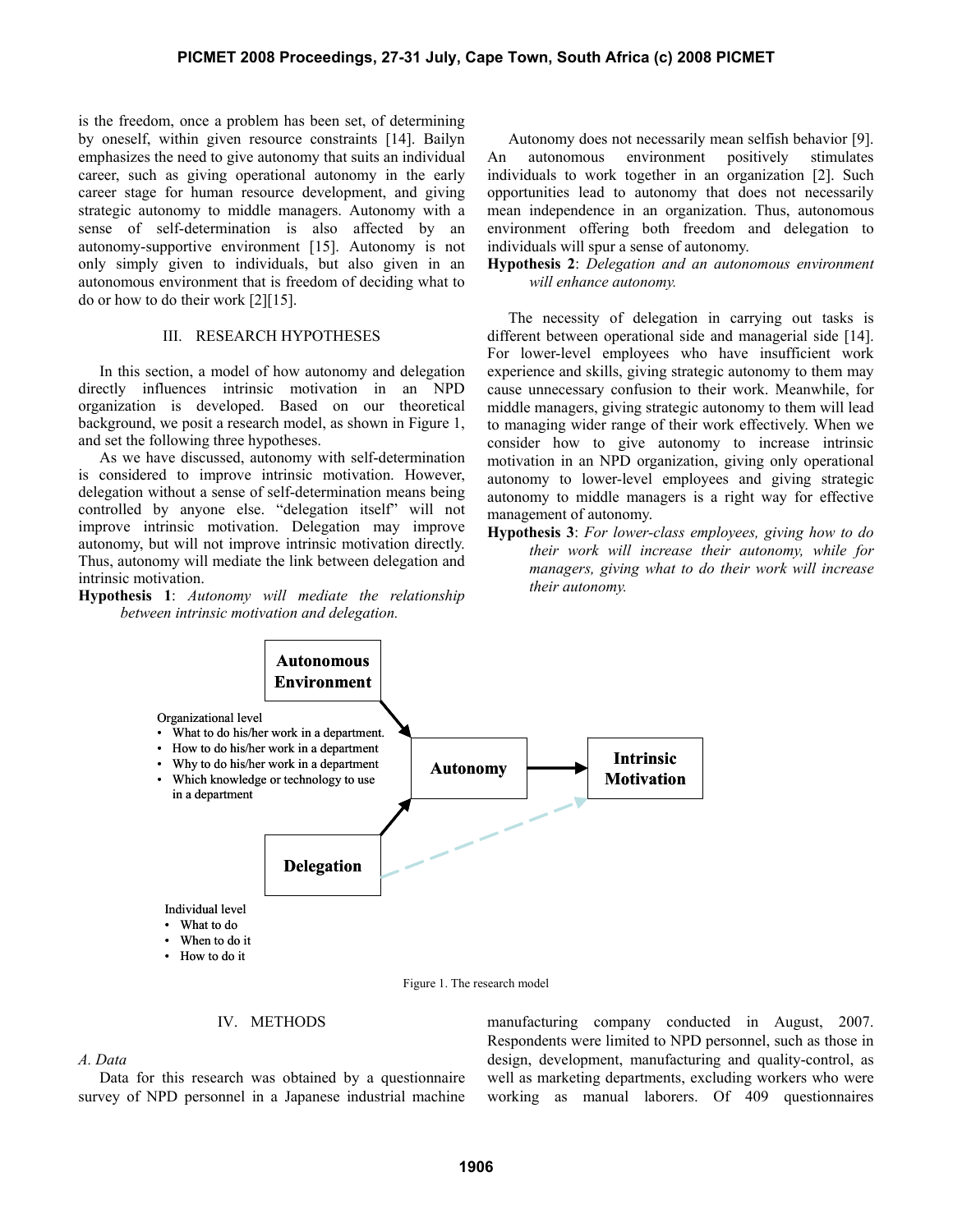is the freedom, once a problem has been set, of determining by oneself, within given resource constraints [14]. Bailyn emphasizes the need to give autonomy that suits an individual career, such as giving operational autonomy in the early career stage for human resource development, and giving strategic autonomy to middle managers. Autonomy with a sense of self-determination is also affected by an autonomy-supportive environment [15]. Autonomy is not only simply given to individuals, but also given in an autonomous environment that is freedom of deciding what to do or how to do their work [2][15].

## III. RESEARCH HYPOTHESES

In this section, a model of how autonomy and delegation directly influences intrinsic motivation in an NPD organization is developed. Based on our theoretical background, we posit a research model, as shown in Figure 1, and set the following three hypotheses.

As we have discussed, autonomy with self-determination is considered to improve intrinsic motivation. However, delegation without a sense of self-determination means being controlled by anyone else. "delegation itself" will not improve intrinsic motivation. Delegation may improve autonomy, but will not improve intrinsic motivation directly. Thus, autonomy will mediate the link between delegation and intrinsic motivation.

**Hypothesis 1**: *Autonomy will mediate the relationship between intrinsic motivation and delegation.*

Autonomy does not necessarily mean selfish behavior [9]. An autonomous environment positively stimulates individuals to work together in an organization [2]. Such opportunities lead to autonomy that does not necessarily mean independence in an organization. Thus, autonomous environment offering both freedom and delegation to individuals will spur a sense of autonomy.

**Hypothesis 2**: *Delegation and an autonomous environment will enhance autonomy.*

The necessity of delegation in carrying out tasks is different between operational side and managerial side [14]. For lower-level employees who have insufficient work experience and skills, giving strategic autonomy to them may cause unnecessary confusion to their work. Meanwhile, for middle managers, giving strategic autonomy to them will lead to managing wider range of their work effectively. When we consider how to give autonomy to increase intrinsic motivation in an NPD organization, giving only operational autonomy to lower-level employees and giving strategic autonomy to middle managers is a right way for effective management of autonomy.

**Hypothesis 3**: *For lower-class employees, giving how to do their work will increase their autonomy, while for managers, giving what to do their work will increase their autonomy.*

**Autonomous Environment**

Organizational level
- What to do his/her work in a department.
- How to do his/her work in a department
- Why to do his/her work in a department
- Which knowledge or technology to use in a department

**Autonomy** → **Intrinsic Motivation**

**Delegation**

Individual level
- What to do
- When to do it
- How to do it

Figure 1. The research model

## IV. METHODS

### A. Data

Data for this research was obtained by a questionnaire survey of NPD personnel in a Japanese industrial machine manufacturing company conducted in August, 2007. Respondents were limited to NPD personnel, such as those in design, development, manufacturing and quality-control, as well as marketing departments, excluding workers who were working as manual laborers. Of 409 questionnaires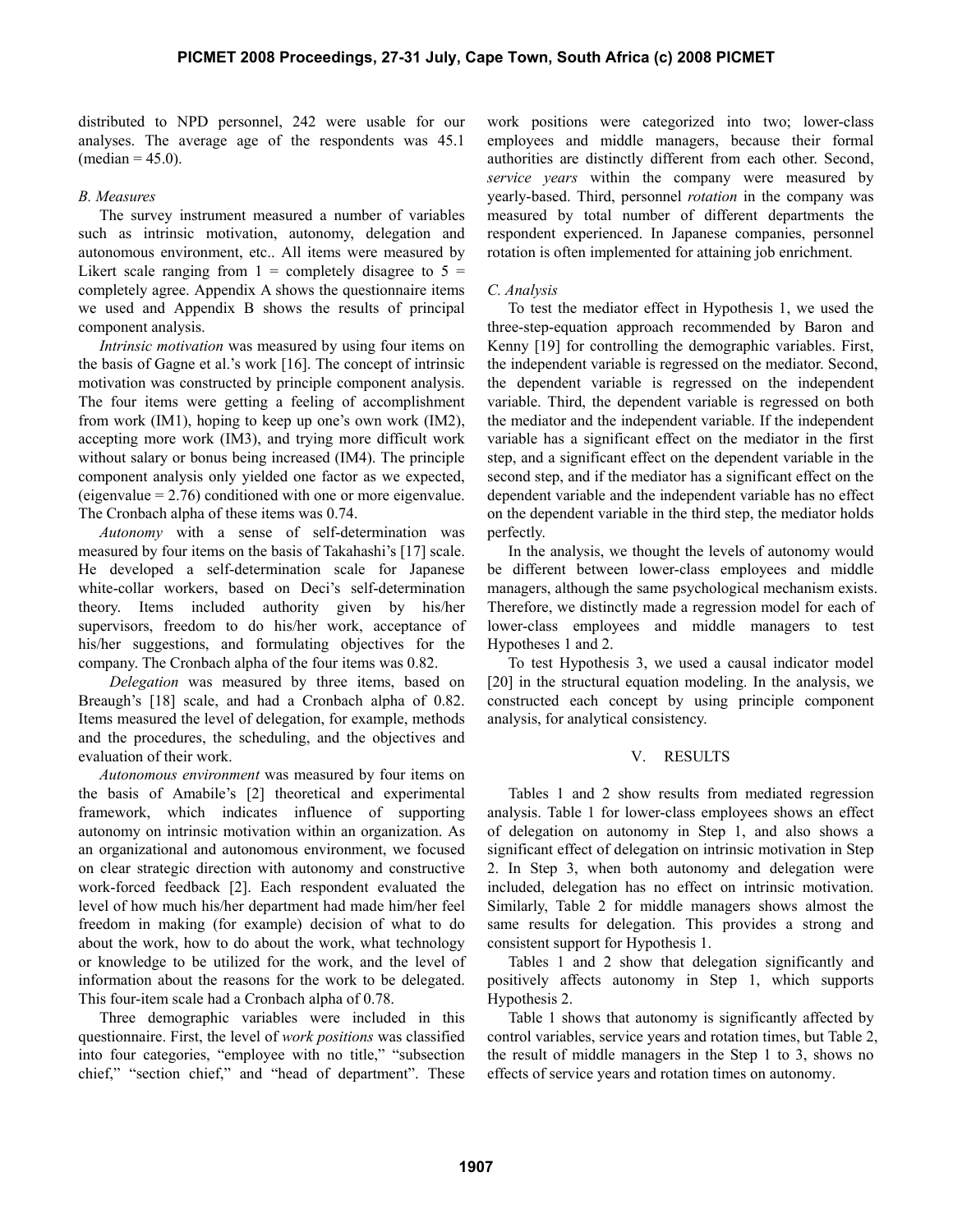distributed to NPD personnel, 242 were usable for our analyses. The average age of the respondents was 45.1 (median = 45.0).

### B. Measures

The survey instrument measured a number of variables such as intrinsic motivation, autonomy, delegation and autonomous environment, etc.. All items were measured by Likert scale ranging from 1 = completely disagree to 5 = completely agree. Appendix A shows the questionnaire items we used and Appendix B shows the results of principal component analysis.

*Intrinsic motivation* was measured by using four items on the basis of Gagne et al.'s work [16]. The concept of intrinsic motivation was constructed by principle component analysis. The four items were getting a feeling of accomplishment from work (IM1), hoping to keep up one's own work (IM2), accepting more work (IM3), and trying more difficult work without salary or bonus being increased (IM4). The principle component analysis only yielded one factor as we expected, (eigenvalue = 2.76) conditioned with one or more eigenvalue. The Cronbach alpha of these items was 0.74.

*Autonomy* with a sense of self-determination was measured by four items on the basis of Takahashi's [17] scale. He developed a self-determination scale for Japanese white-collar workers, based on Deci's self-determination theory. Items included authority given by his/her supervisors, freedom to do his/her work, acceptance of his/her suggestions, and formulating objectives for the company. The Cronbach alpha of the four items was 0.82.

*Delegation* was measured by three items, based on Breaugh's [18] scale, and had a Cronbach alpha of 0.82. Items measured the level of delegation, for example, methods and the procedures, the scheduling, and the objectives and evaluation of their work.

*Autonomous environment* was measured by four items on the basis of Amabile's [2] theoretical and experimental framework, which indicates influence of supporting autonomy on intrinsic motivation within an organization. As an organizational and autonomous environment, we focused on clear strategic direction with autonomy and constructive work-forced feedback [2]. Each respondent evaluated the level of how much his/her department had made him/her feel freedom in making (for example) decision of what to do about the work, how to do about the work, what technology or knowledge to be utilized for the work, and the level of information about the reasons for the work to be delegated. This four-item scale had a Cronbach alpha of 0.78.

Three demographic variables were included in this questionnaire. First, the level of *work positions* was classified into four categories, "employee with no title," "subsection chief," "section chief," and "head of department". These work positions were categorized into two; lower-class employees and middle managers, because their formal authorities are distinctly different from each other. Second, *service years* within the company were measured by yearly-based. Third, personnel *rotation* in the company was measured by total number of different departments the respondent experienced. In Japanese companies, personnel rotation is often implemented for attaining job enrichment.

### C. Analysis

To test the mediator effect in Hypothesis 1, we used the three-step-equation approach recommended by Baron and Kenny [19] for controlling the demographic variables. First, the independent variable is regressed on the mediator. Second, the dependent variable is regressed on the independent variable. Third, the dependent variable is regressed on both the mediator and the independent variable. If the independent variable has a significant effect on the mediator in the first step, and a significant effect on the dependent variable in the second step, and if the mediator has a significant effect on the dependent variable and the independent variable has no effect on the dependent variable in the third step, the mediator holds perfectly.

In the analysis, we thought the levels of autonomy would be different between lower-class employees and middle managers, although the same psychological mechanism exists. Therefore, we distinctly made a regression model for each of lower-class employees and middle managers to test Hypotheses 1 and 2.

To test Hypothesis 3, we used a causal indicator model [20] in the structural equation modeling. In the analysis, we constructed each concept by using principle component analysis, for analytical consistency.

## V. RESULTS

Tables 1 and 2 show results from mediated regression analysis. Table 1 for lower-class employees shows an effect of delegation on autonomy in Step 1, and also shows a significant effect of delegation on intrinsic motivation in Step 2. In Step 3, when both autonomy and delegation were included, delegation has no effect on intrinsic motivation. Similarly, Table 2 for middle managers shows almost the same results for delegation. This provides a strong and consistent support for Hypothesis 1.

Tables 1 and 2 show that delegation significantly and positively affects autonomy in Step 1, which supports Hypothesis 2.

Table 1 shows that autonomy is significantly affected by control variables, service years and rotation times, but Table 2, the result of middle managers in the Step 1 to 3, shows no effects of service years and rotation times on autonomy.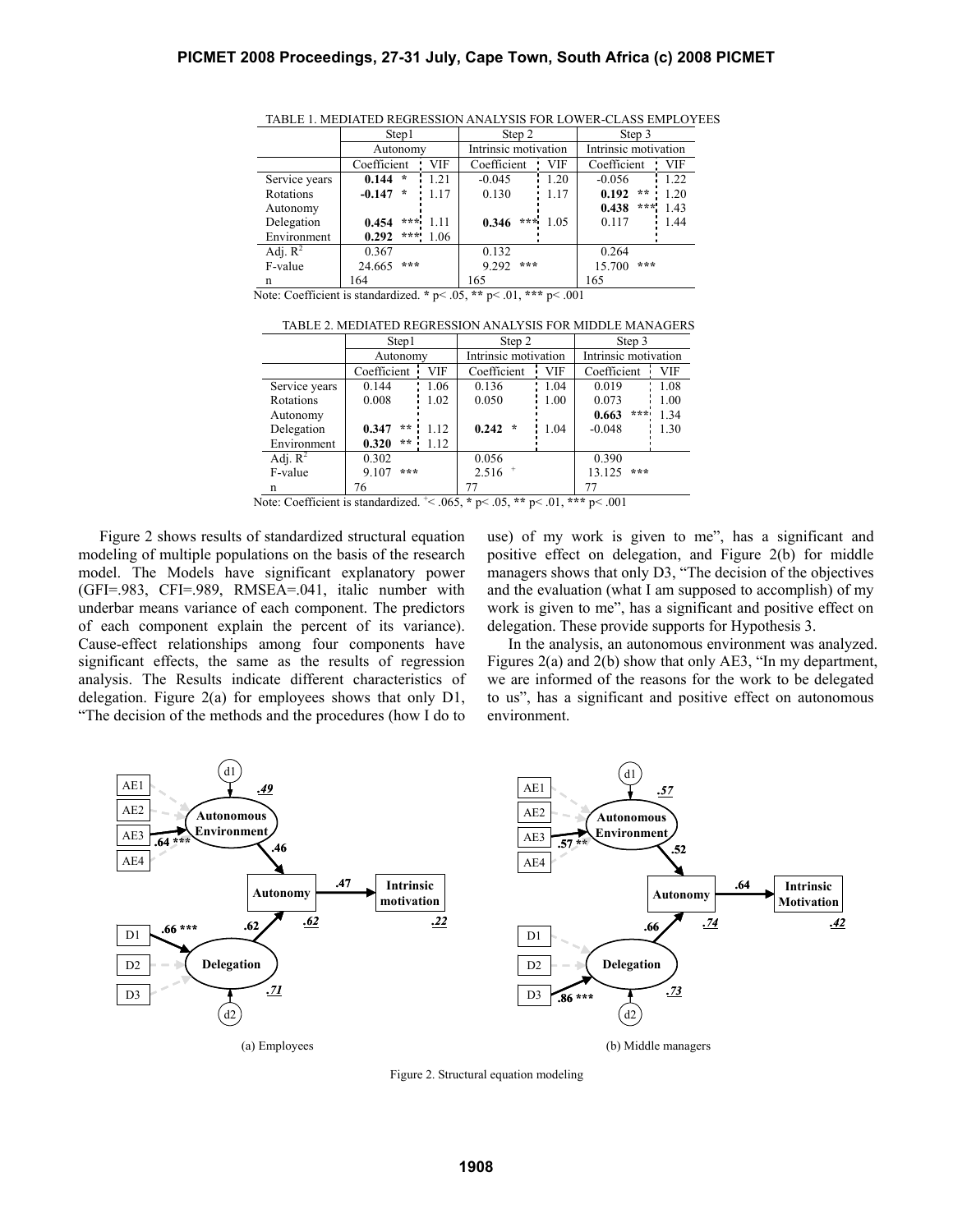TABLE 1. MEDIATED REGRESSION ANALYSIS FOR LOWER-CLASS EMPLOYEES

| | Step1 | | Step 2 | | Step 3 | |
|---|---|---|---|---|---|---|
| | Autonomy | | Intrinsic motivation | | Intrinsic motivation | |
| | Coefficient | VIF | Coefficient | VIF | Coefficient | VIF |
| Service years | **0.144** * | 1.21 | -0.045 | 1.20 | -0.056 | 1.22 |
| Rotations | **-0.147** * | 1.17 | 0.130 | 1.17 | **0.192** ** | 1.20 |
| Autonomy | | | | | **0.438** *** | 1.43 |
| Delegation | **0.454** *** | 1.11 | **0.346** *** | 1.05 | 0.117 | 1.44 |
| Environment | **0.292** *** | 1.06 | | | | |
| Adj. $R^2$ | 0.367 | | 0.132 | | 0.264 | |
| F-value | 24.665 *** | | 9.292 *** | | 15.700 *** | |
| n | 164 | | 165 | | 165 | |

Note: Coefficient is standardized. * p< .05, ** p< .01, *** p< .001

TABLE 2. MEDIATED REGRESSION ANALYSIS FOR MIDDLE MANAGERS

| | Step1 | | Step 2 | | Step 3 | |
|---|---|---|---|---|---|---|
| | Autonomy | | Intrinsic motivation | | Intrinsic motivation | |
| | Coefficient | VIF | Coefficient | VIF | Coefficient | VIF |
| Service years | 0.144 | 1.06 | 0.136 | 1.04 | 0.019 | 1.08 |
| Rotations | 0.008 | 1.02 | 0.050 | 1.00 | 0.073 | 1.00 |
| Autonomy | | | | | **0.663** *** | 1.34 |
| Delegation | **0.347** ** | 1.12 | **0.242** * | 1.04 | -0.048 | 1.30 |
| Environment | **0.320** ** | 1.12 | | | | |
| Adj. $R^2$ | 0.302 | | 0.056 | | 0.390 | |
| F-value | 9.107 *** | | 2.516 + | | 13.125 *** | |
| n | 76 | | 77 | | 77 | |

Note: Coefficient is standardized. + < .065, * p< .05, ** p< .01, *** p< .001

Figure 2 shows results of standardized structural equation modeling of multiple populations on the basis of the research model. The Models have significant explanatory power (GFI=.983, CFI=.989, RMSEA=.041, italic number with underbar means variance of each component. The predictors of each component explain the percent of its variance). Cause-effect relationships among four components have significant effects, the same as the results of regression analysis. The Results indicate different characteristics of delegation. Figure 2(a) for employees shows that only D1, "The decision of the methods and the procedures (how I do to use) of my work is given to me", has a significant and positive effect on delegation, and Figure 2(b) for middle managers shows that only D3, "The decision of the objectives and the evaluation (what I am supposed to accomplish) of my work is given to me", has a significant and positive effect on delegation. These provide supports for Hypothesis 3.

In the analysis, an autonomous environment was analyzed. Figures 2(a) and 2(b) show that only AE3, "In my department, we are informed of the reasons for the work to be delegated to us", has a significant and positive effect on autonomous environment.

(a) Employees

(b) Middle managers

Figure 2. Structural equation modeling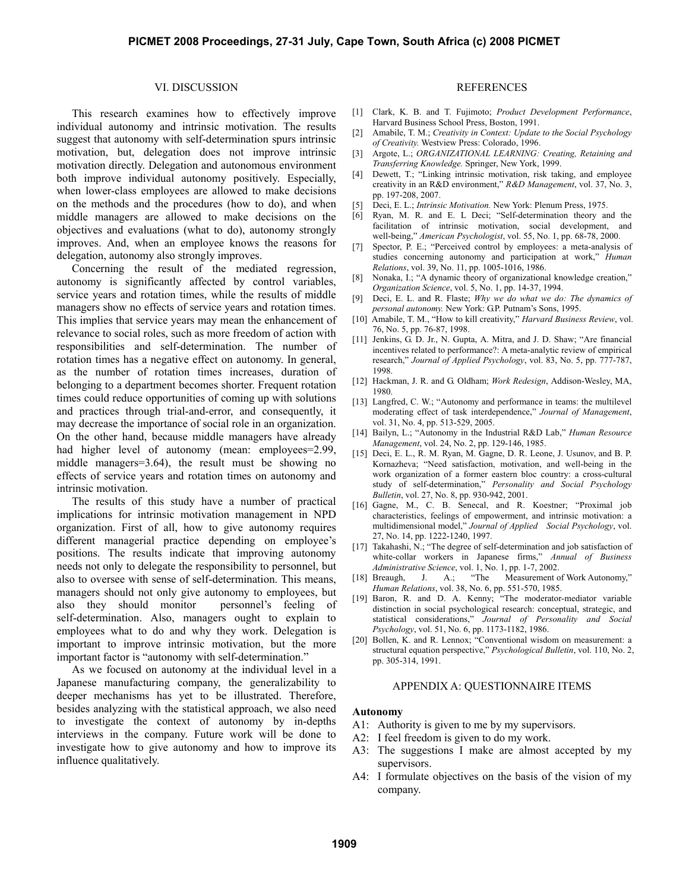## VI. DISCUSSION

This research examines how to effectively improve individual autonomy and intrinsic motivation. The results suggest that autonomy with self-determination spurs intrinsic motivation, but, delegation does not improve intrinsic motivation directly. Delegation and autonomous environment both improve individual autonomy positively. Especially, when lower-class employees are allowed to make decisions on the methods and the procedures (how to do), and when middle managers are allowed to make decisions on the objectives and evaluations (what to do), autonomy strongly improves. And, when an employee knows the reasons for delegation, autonomy also strongly improves.

Concerning the result of the mediated regression, autonomy is significantly affected by control variables, service years and rotation times, while the results of middle managers show no effects of service years and rotation times. This implies that service years may mean the enhancement of relevance to social roles, such as more freedom of action with responsibilities and self-determination. The number of rotation times has a negative effect on autonomy. In general, as the number of rotation times increases, duration of belonging to a department becomes shorter. Frequent rotation times could reduce opportunities of coming up with solutions and practices through trial-and-error, and consequently, it may decrease the importance of social role in an organization. On the other hand, because middle managers have already had higher level of autonomy (mean: employees=2.99, middle managers=3.64), the result must be showing no effects of service years and rotation times on autonomy and intrinsic motivation.

The results of this study have a number of practical implications for intrinsic motivation management in NPD organization. First of all, how to give autonomy requires different managerial practice depending on employee's positions. The results indicate that improving autonomy needs not only to delegate the responsibility to personnel, but also to oversee with sense of self-determination. This means, managers should not only give autonomy to employees, but also they should monitor personnel's feeling of self-determination. Also, managers ought to explain to employees what to do and why they work. Delegation is important to improve intrinsic motivation, but the more important factor is "autonomy with self-determination."

As we focused on autonomy at the individual level in a Japanese manufacturing company, the generalizability to deeper mechanisms has yet to be illustrated. Therefore, besides analyzing with the statistical approach, we also need to investigate the context of autonomy by in-depths interviews in the company. Future work will be done to investigate how to give autonomy and how to improve its influence qualitatively.

## REFERENCES

[1] Clark, K. B. and T. Fujimoto; *Product Development Performance*, Harvard Business School Press, Boston, 1991.

[2] Amabile, T. M.; *Creativity in Context: Update to the Social Psychology of Creativity.* Westview Press: Colorado, 1996.

[3] Argote, L.; *ORGANIZATIONAL LEARNING: Creating, Retaining and Transferring Knowledge.* Springer, New York, 1999.

[4] Dewett, T.; "Linking intrinsic motivation, risk taking, and employee creativity in an R&D environment," *R&D Management*, vol. 37, No. 3, pp. 197-208, 2007.

[5] Deci, E. L.; *Intrinsic Motivation.* New York: Plenum Press, 1975.

[6] Ryan, M. R. and E. L Deci; "Self-determination theory and the facilitation of intrinsic motivation, social development, and well-being," *American Psychologist*, vol. 55, No. 1, pp. 68-78, 2000.

[7] Spector, P. E.; "Perceived control by employees: a meta-analysis of studies concerning autonomy and participation at work," *Human Relations*, vol. 39, No. 11, pp. 1005-1016, 1986.

[8] Nonaka, I.; "A dynamic theory of organizational knowledge creation," *Organization Science*, vol. 5, No. 1, pp. 14-37, 1994.

[9] Deci, E. L. and R. Flaste; *Why we do what we do: The dynamics of personal autonomy.* New York: G.P. Putnam's Sons, 1995.

[10] Amabile, T. M., "How to kill creativity," *Harvard Business Review*, vol. 76, No. 5, pp. 76-87, 1998.

[11] Jenkins, G. D. Jr., N. Gupta, A. Mitra, and J. D. Shaw; "Are financial incentives related to performance?: A meta-analytic review of empirical research," *Journal of Applied Psychology*, vol. 83, No. 5, pp. 777-787, 1998.

[12] Hackman, J. R. and G. Oldham; *Work Redesign*, Addison-Wesley, MA, 1980.

[13] Langfred, C. W.; "Autonomy and performance in teams: the multilevel moderating effect of task interdependence," *Journal of Management*, vol. 31, No. 4, pp. 513-529, 2005.

[14] Bailyn, L.; "Autonomy in the Industrial R&D Lab," *Human Resource Management*, vol. 24, No. 2, pp. 129-146, 1985.

[15] Deci, E. L., R. M. Ryan, M. Gagne, D. R. Leone, J. Usunov, and B. P. Kornazheva; "Need satisfaction, motivation, and well-being in the work organization of a former eastern bloc country: a cross-cultural study of self-determination," *Personality and Social Psychology Bulletin*, vol. 27, No. 8, pp. 930-942, 2001.

[16] Gagne, M., C. B. Senecal, and R. Koestner; "Proximal job characteristics, feelings of empowerment, and intrinsic motivation: a multidimensional model," *Journal of Applied Social Psychology*, vol. 27, No. 14, pp. 1222-1240, 1997.

[17] Takahashi, N.; "The degree of self-determination and job satisfaction of white-collar workers in Japanese firms," *Annual of Business Administrative Science*, vol. 1, No. 1, pp. 1-7, 2002.

[18] Breaugh, J. A.; "The Measurement of Work Autonomy," *Human Relations*, vol. 38, No. 6, pp. 551-570, 1985.

[19] Baron, R. and D. A. Kenny; "The moderator-mediator variable distinction in social psychological research: conceptual, strategic, and statistical considerations," *Journal of Personality and Social Psychology*, vol. 51, No. 6, pp. 1173-1182, 1986.

[20] Bollen, K. and R. Lennox; "Conventional wisdom on measurement: a structural equation perspective," *Psychological Bulletin*, vol. 110, No. 2, pp. 305-314, 1991.

## APPENDIX A: QUESTIONNAIRE ITEMS

**Autonomy**

A1: Authority is given to me by my supervisors.

A2: I feel freedom is given to do my work.

A3: The suggestions I make are almost accepted by my supervisors.

A4: I formulate objectives on the basis of the vision of my company.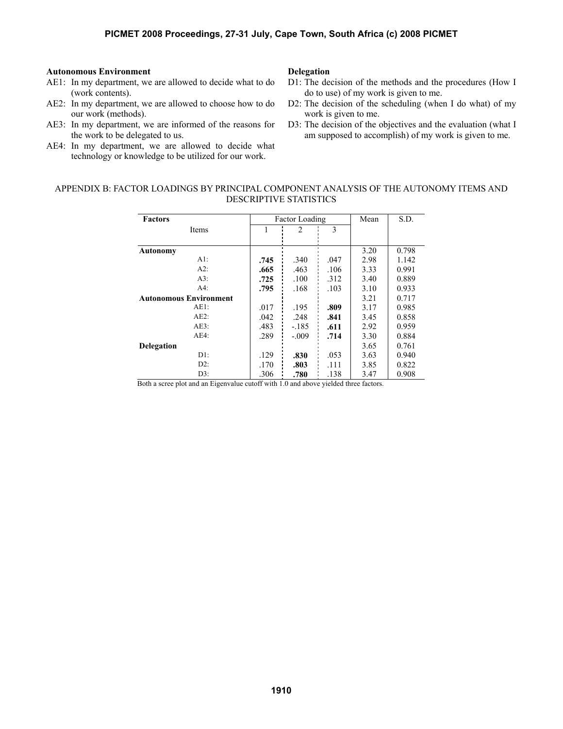**Autonomous Environment**

AE1: In my department, we are allowed to decide what to do (work contents).

AE2: In my department, we are allowed to choose how to do our work (methods).

AE3: In my department, we are informed of the reasons for the work to be delegated to us.

AE4: In my department, we are allowed to decide what technology or knowledge to be utilized for our work.

**Delegation**

D1: The decision of the methods and the procedures (How I do to use) of my work is given to me.

D2: The decision of the scheduling (when I do what) of my work is given to me.

D3: The decision of the objectives and the evaluation (what I am supposed to accomplish) of my work is given to me.

## APPENDIX B: FACTOR LOADINGS BY PRINCIPAL COMPONENT ANALYSIS OF THE AUTONOMY ITEMS AND DESCRIPTIVE STATISTICS

| Factors / Items | Factor Loading 1 | Factor Loading 2 | Factor Loading 3 | Mean | S.D. |
|---|---|---|---|---|---|
| **Autonomy** | | | | 3.20 | 0.798 |
| A1: | **.745** | .340 | .047 | 2.98 | 1.142 |
| A2: | **.665** | .463 | .106 | 3.33 | 0.991 |
| A3: | **.725** | .100 | .312 | 3.40 | 0.889 |
| A4: | **.795** | .168 | .103 | 3.10 | 0.933 |
| **Autonomous Environment** | | | | 3.21 | 0.717 |
| AE1: | .017 | .195 | **.809** | 3.17 | 0.985 |
| AE2: | .042 | .248 | **.841** | 3.45 | 0.858 |
| AE3: | .483 | -.185 | **.611** | 2.92 | 0.959 |
| AE4: | .289 | -.009 | **.714** | 3.30 | 0.884 |
| **Delegation** | | | | 3.65 | 0.761 |
| D1: | .129 | **.830** | .053 | 3.63 | 0.940 |
| D2: | .170 | **.803** | .111 | 3.85 | 0.822 |
| D3: | .306 | **.780** | .138 | 3.47 | 0.908 |

Both a scree plot and an Eigenvalue cutoff with 1.0 and above yielded three factors.